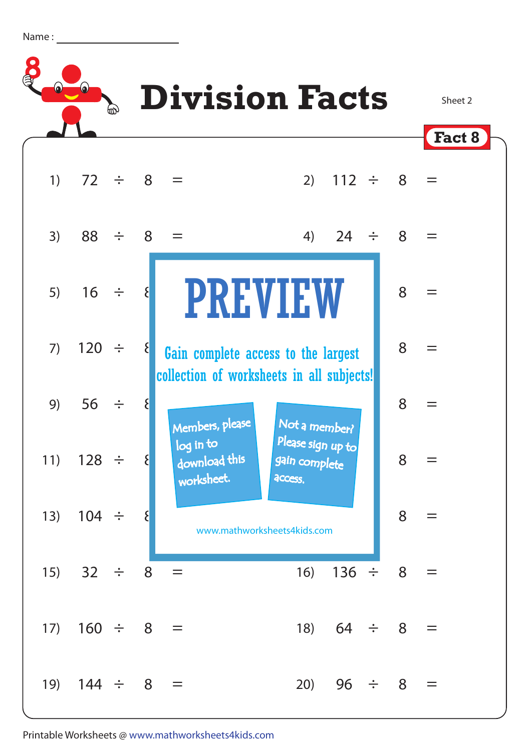Name : ____________________

# Division Facts

Sheet 2

**Fact 8**

1) $72 \div 8 =$

2) $112 \div 8 =$

3) $88 \div 8 =$

4) $24 \div 8 =$

5) $16 \div 8$

6) $8 =$

7) $120 \div 8$

8) $8 =$

9) $56 \div 8$

10) $8 =$

11) $128 \div 8$

12) $8 =$

13) $104 \div 8$

14) $8 =$

15) $32 \div 8 =$

16) $136 \div 8 =$

17) $160 \div 8 =$

18) $64 \div 8 =$

19) $144 \div 8 =$

20) $96 \div 8 =$

PREVIEW

Gain complete access to the largest collection of worksheets in all subjects!

Members, please log in to download this worksheet.

Not a member? Please sign up to gain complete access.

www.mathworksheets4kids.com

Printable Worksheets @ www.mathworksheets4kids.com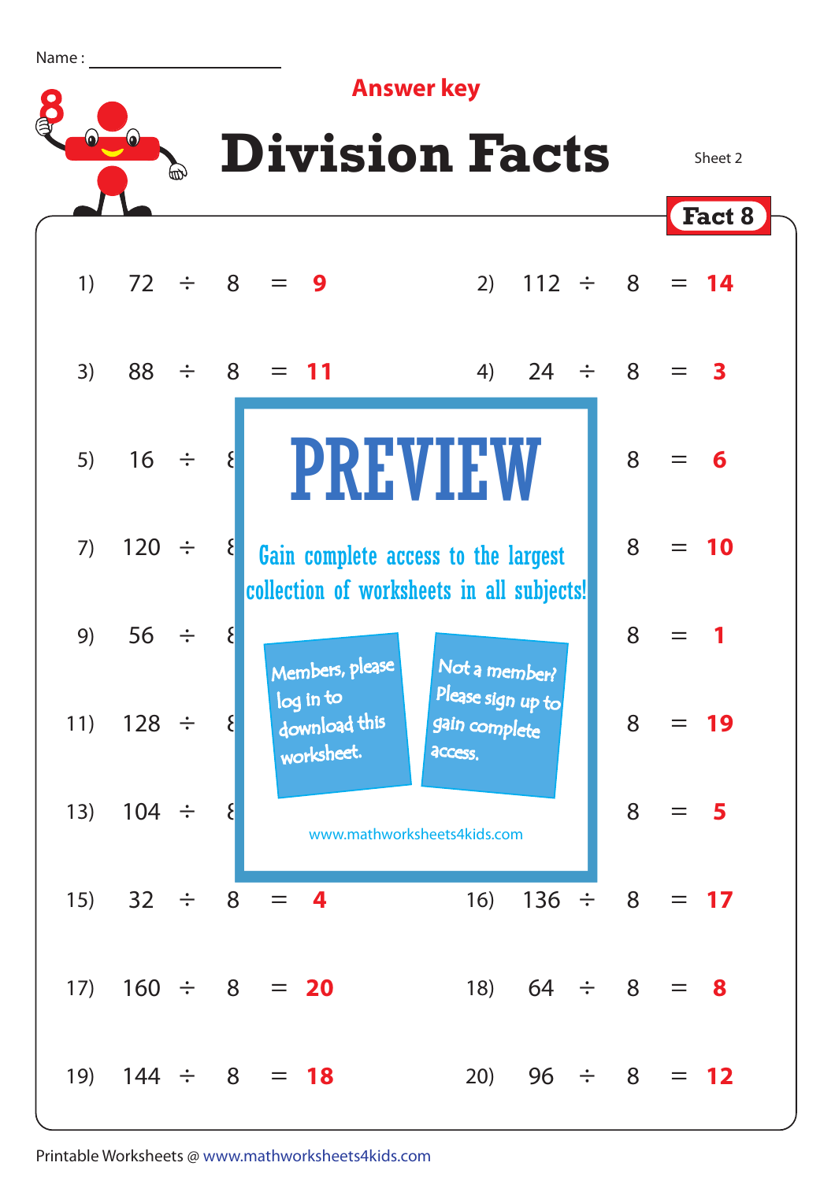Name : ____________________

**Answer key**

# Division Facts

Sheet 2

**Fact 8**

1) $72 \div 8 = $ **9**

2) $112 \div 8 = $ **14**

3) $88 \div 8 = $ **11**

4) $24 \div 8 = $ **3**

5) $16 \div 8$

6) $\div 8 = $ **6**

7) $120 \div 8$

8) $\div 8 = $ **10**

9) $56 \div 8$

10) $\div 8 = $ **1**

11) $128 \div 8$

12) $\div 8 = $ **19**

13) $104 \div 8$

14) $\div 8 = $ **5**

15) $32 \div 8 = $ **4**

16) $136 \div 8 = $ **17**

17) $160 \div 8 = $ **20**

18) $64 \div 8 = $ **8**

19) $144 \div 8 = $ **18**

20) $96 \div 8 = $ **12**

PREVIEW

Gain complete access to the largest collection of worksheets in all subjects!

Members, please log in to download this worksheet.

Not a member? Please sign up to gain complete access.

www.mathworksheets4kids.com

Printable Worksheets @ www.mathworksheets4kids.com